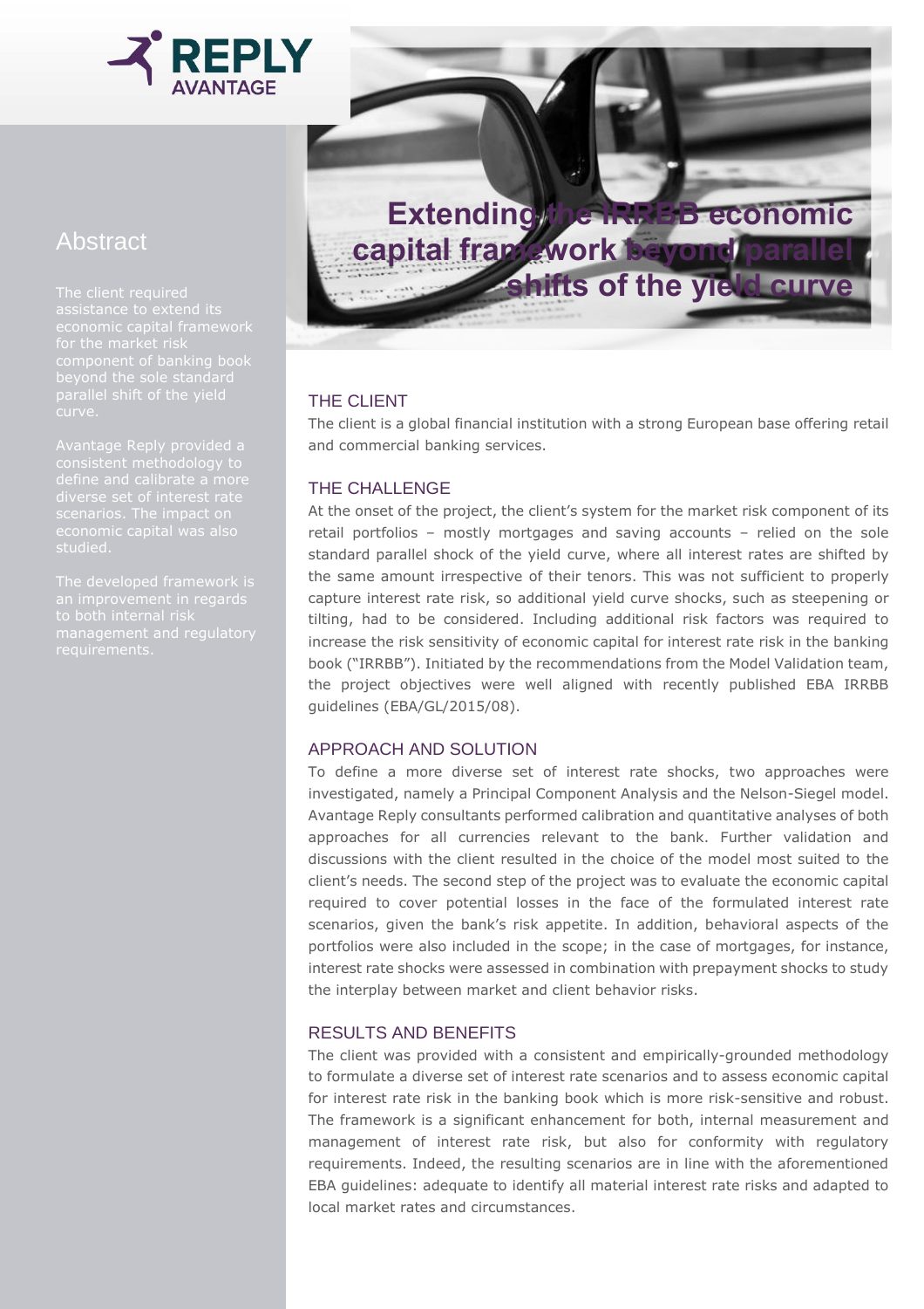# Extending the IRRBB economic capital framework beyond parallel shifts of the yield curve

## Abstract

The client required assistance to extend its economic capital framework for the market risk component of banking book beyond the sole standard parallel shift of the yield curve.

Avantage Reply provided a consistent methodology to define and calibrate a more diverse set of interest rate scenarios. The impact on economic capital was also studied.

The developed framework is an improvement in regards to both internal risk management and regulatory requirements.

## THE CLIENT

The client is a global financial institution with a strong European base offering retail and commercial banking services.

## THE CHALLENGE

At the onset of the project, the client's system for the market risk component of its retail portfolios – mostly mortgages and saving accounts – relied on the sole standard parallel shock of the yield curve, where all interest rates are shifted by the same amount irrespective of their tenors. This was not sufficient to properly capture interest rate risk, so additional yield curve shocks, such as steepening or tilting, had to be considered. Including additional risk factors was required to increase the risk sensitivity of economic capital for interest rate risk in the banking book ("IRRBB"). Initiated by the recommendations from the Model Validation team, the project objectives were well aligned with recently published EBA IRRBB guidelines (EBA/GL/2015/08).

## APPROACH AND SOLUTION

To define a more diverse set of interest rate shocks, two approaches were investigated, namely a Principal Component Analysis and the Nelson-Siegel model. Avantage Reply consultants performed calibration and quantitative analyses of both approaches for all currencies relevant to the bank. Further validation and discussions with the client resulted in the choice of the model most suited to the client's needs. The second step of the project was to evaluate the economic capital required to cover potential losses in the face of the formulated interest rate scenarios, given the bank's risk appetite. In addition, behavioral aspects of the portfolios were also included in the scope; in the case of mortgages, for instance, interest rate shocks were assessed in combination with prepayment shocks to study the interplay between market and client behavior risks.

## RESULTS AND BENEFITS

The client was provided with a consistent and empirically-grounded methodology to formulate a diverse set of interest rate scenarios and to assess economic capital for interest rate risk in the banking book which is more risk-sensitive and robust. The framework is a significant enhancement for both, internal measurement and management of interest rate risk, but also for conformity with regulatory requirements. Indeed, the resulting scenarios are in line with the aforementioned EBA guidelines: adequate to identify all material interest rate risks and adapted to local market rates and circumstances.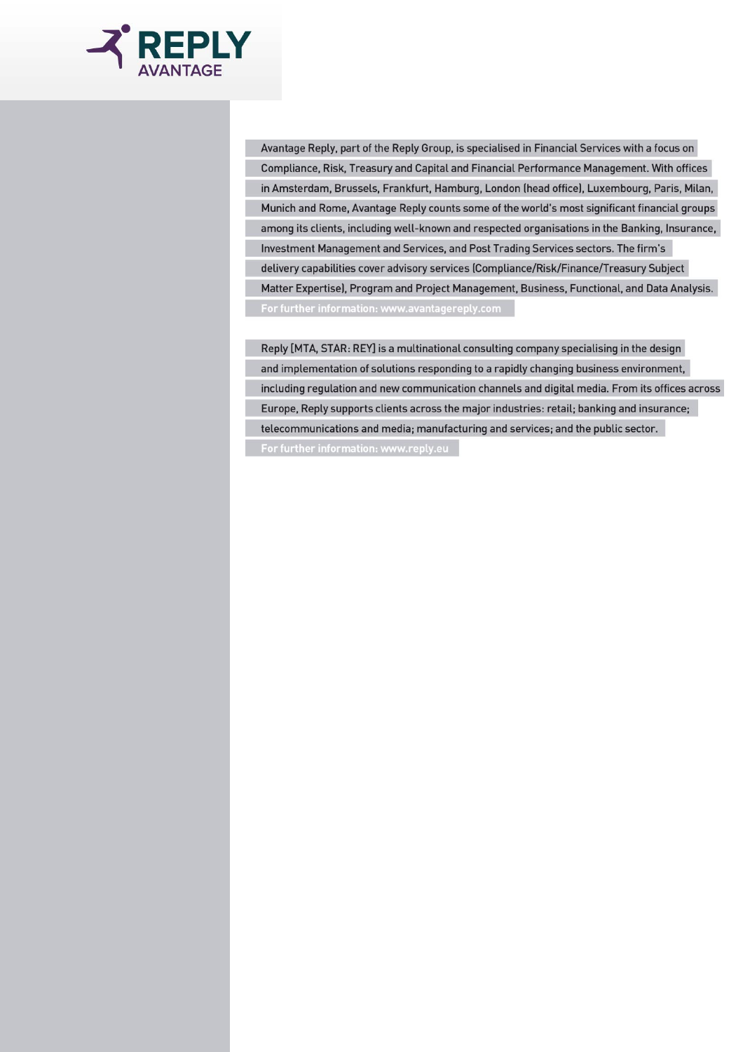Avantage Reply, part of the Reply Group, is specialised in Financial Services with a focus on Compliance, Risk, Treasury and Capital and Financial Performance Management. With offices in Amsterdam, Brussels, Frankfurt, Hamburg, London (head office), Luxembourg, Paris, Milan, Munich and Rome, Avantage Reply counts some of the world's most significant financial groups among its clients, including well-known and respected organisations in the Banking, Insurance, Investment Management and Services, and Post Trading Services sectors. The firm's delivery capabilities cover advisory services (Compliance/Risk/Finance/Treasury Subject Matter Expertise), Program and Project Management, Business, Functional, and Data Analysis.

For further information: www.avantagereply.com

Reply [MTA, STAR: REY] is a multinational consulting company specialising in the design and implementation of solutions responding to a rapidly changing business environment, including regulation and new communication channels and digital media. From its offices across Europe, Reply supports clients across the major industries: retail; banking and insurance; telecommunications and media; manufacturing and services; and the public sector.

For further information: www.reply.eu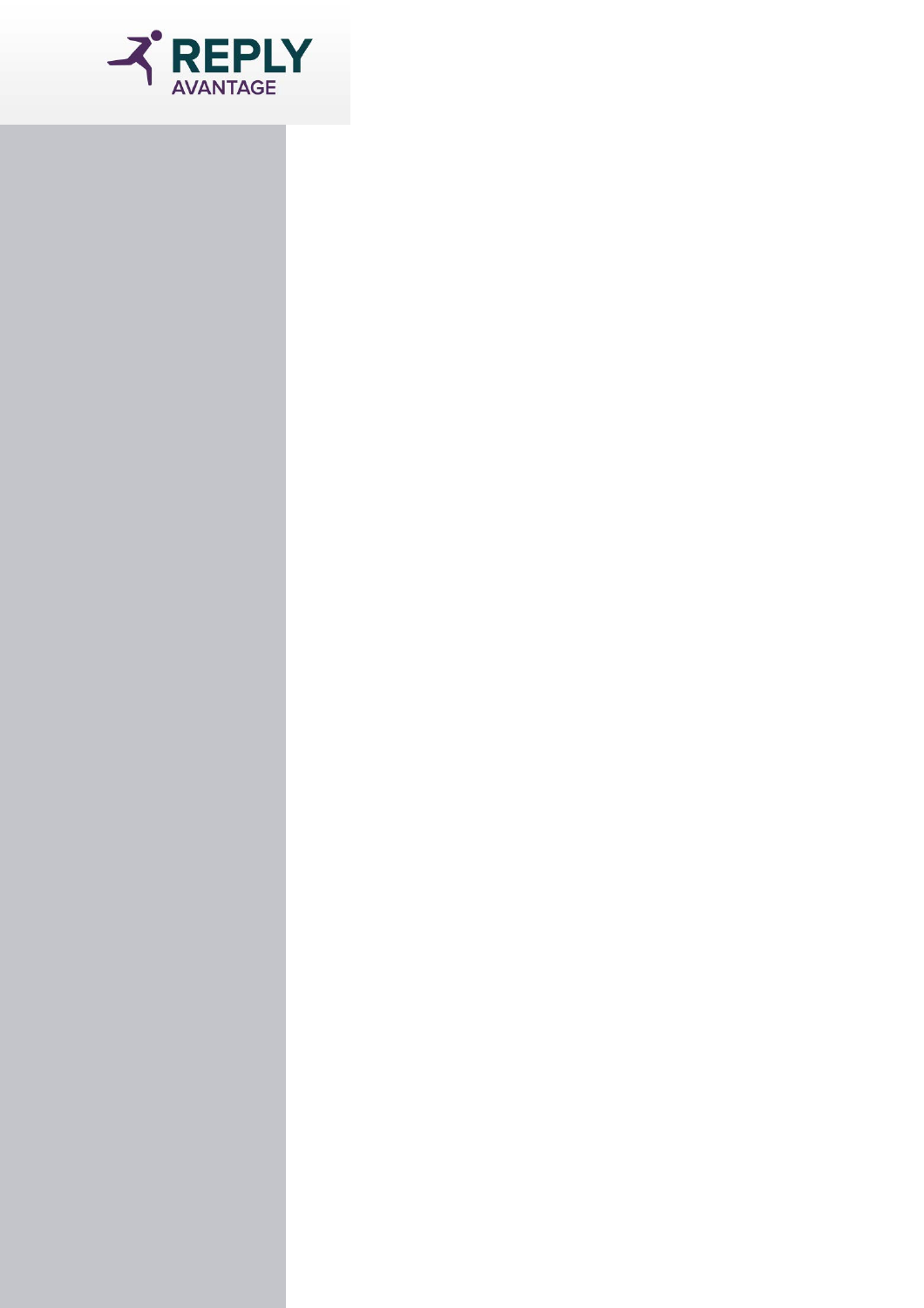REPLY

AVANTAGE